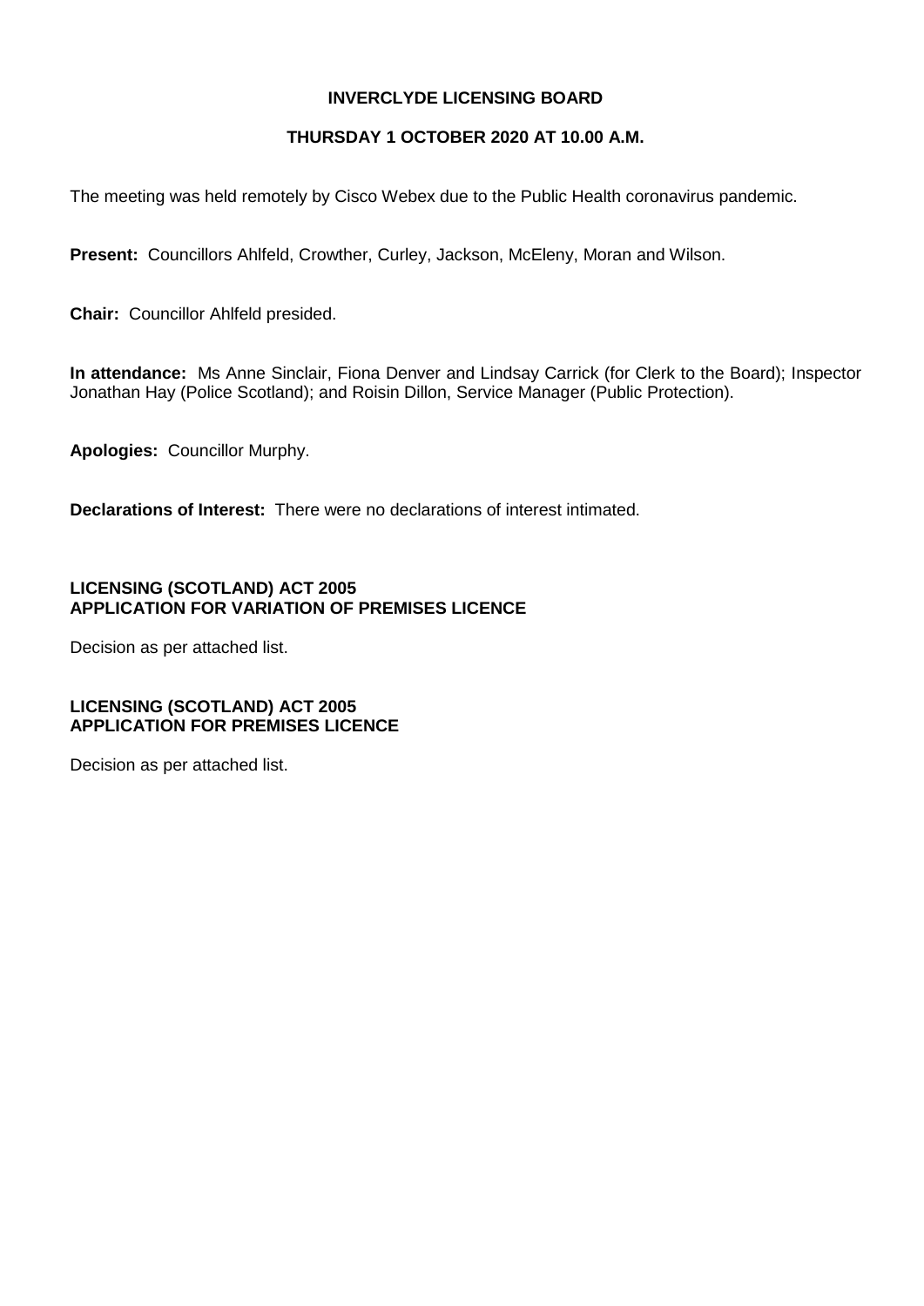# INVERCLYDE LICENSING BOARD

## THURSDAY 1 OCTOBER 2020 AT 10.00 A.M.

The meeting was held remotely by Cisco Webex due to the Public Health coronavirus pandemic.

**Present:** Councillors Ahlfeld, Crowther, Curley, Jackson, McEleny, Moran and Wilson.

**Chair:** Councillor Ahlfeld presided.

**In attendance:** Ms Anne Sinclair, Fiona Denver and Lindsay Carrick (for Clerk to the Board); Inspector Jonathan Hay (Police Scotland); and Roisin Dillon, Service Manager (Public Protection).

**Apologies:** Councillor Murphy.

**Declarations of Interest:** There were no declarations of interest intimated.

**LICENSING (SCOTLAND) ACT 2005**
**APPLICATION FOR VARIATION OF PREMISES LICENCE**

Decision as per attached list.

**LICENSING (SCOTLAND) ACT 2005**
**APPLICATION FOR PREMISES LICENCE**

Decision as per attached list.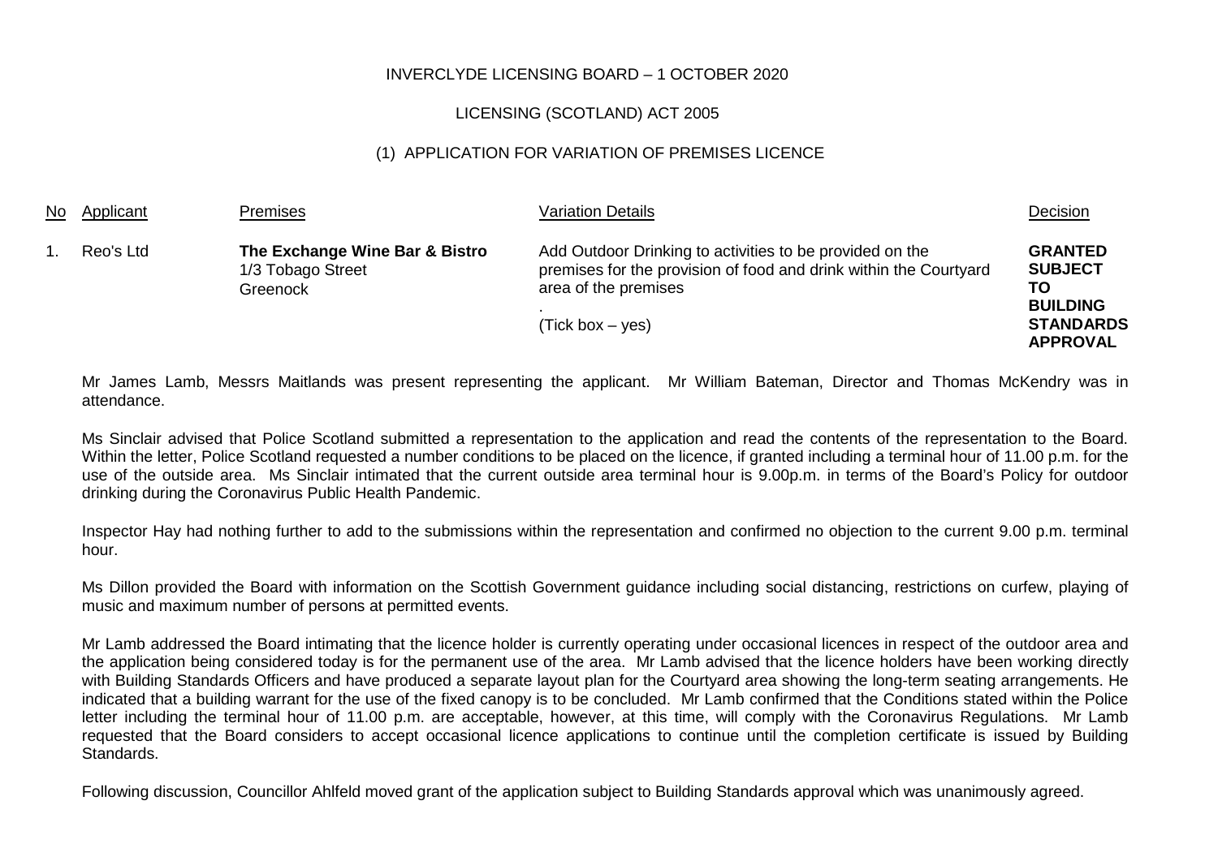INVERCLYDE LICENSING BOARD – 1 OCTOBER 2020

LICENSING (SCOTLAND) ACT 2005

(1) APPLICATION FOR VARIATION OF PREMISES LICENCE

| No | Applicant | Premises | Variation Details | Decision |
|---|---|---|---|---|
| 1. | Reo's Ltd | **The Exchange Wine Bar & Bistro** 1/3 Tobago Street Greenock | Add Outdoor Drinking to activities to be provided on the premises for the provision of food and drink within the Courtyard area of the premises . (Tick box – yes) | **GRANTED SUBJECT TO BUILDING STANDARDS APPROVAL** |

Mr James Lamb, Messrs Maitlands was present representing the applicant. Mr William Bateman, Director and Thomas McKendry was in attendance.

Ms Sinclair advised that Police Scotland submitted a representation to the application and read the contents of the representation to the Board. Within the letter, Police Scotland requested a number conditions to be placed on the licence, if granted including a terminal hour of 11.00 p.m. for the use of the outside area. Ms Sinclair intimated that the current outside area terminal hour is 9.00p.m. in terms of the Board's Policy for outdoor drinking during the Coronavirus Public Health Pandemic.

Inspector Hay had nothing further to add to the submissions within the representation and confirmed no objection to the current 9.00 p.m. terminal hour.

Ms Dillon provided the Board with information on the Scottish Government guidance including social distancing, restrictions on curfew, playing of music and maximum number of persons at permitted events.

Mr Lamb addressed the Board intimating that the licence holder is currently operating under occasional licences in respect of the outdoor area and the application being considered today is for the permanent use of the area. Mr Lamb advised that the licence holders have been working directly with Building Standards Officers and have produced a separate layout plan for the Courtyard area showing the long-term seating arrangements. He indicated that a building warrant for the use of the fixed canopy is to be concluded. Mr Lamb confirmed that the Conditions stated within the Police letter including the terminal hour of 11.00 p.m. are acceptable, however, at this time, will comply with the Coronavirus Regulations. Mr Lamb requested that the Board considers to accept occasional licence applications to continue until the completion certificate is issued by Building Standards.

Following discussion, Councillor Ahlfeld moved grant of the application subject to Building Standards approval which was unanimously agreed.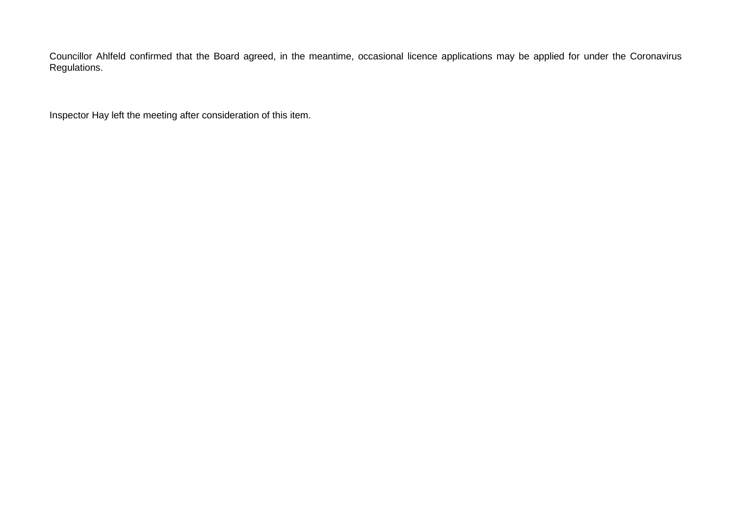Councillor Ahlfeld confirmed that the Board agreed, in the meantime, occasional licence applications may be applied for under the Coronavirus Regulations.

Inspector Hay left the meeting after consideration of this item.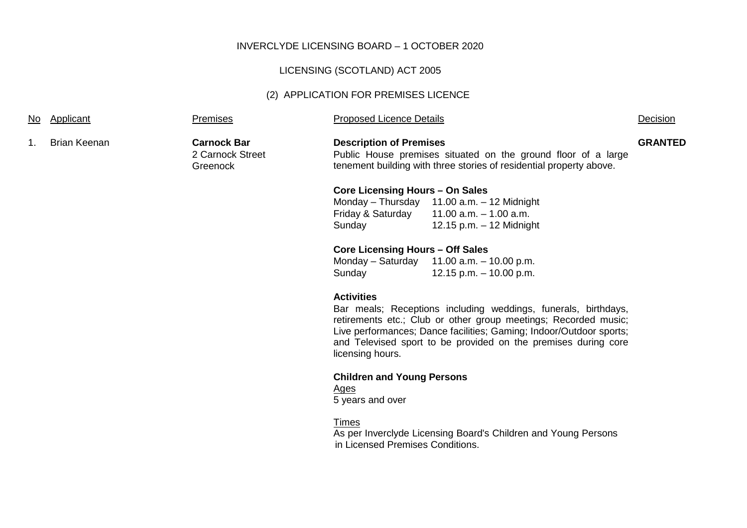INVERCLYDE LICENSING BOARD – 1 OCTOBER 2020

LICENSING (SCOTLAND) ACT 2005

(2) APPLICATION FOR PREMISES LICENCE

| No | Applicant | Premises | Proposed Licence Details | Decision |
|---|---|---|---|---|
| 1. | Brian Keenan | **Carnock Bar**<br>2 Carnock Street<br>Greenock | **Description of Premises**<br>Public House premises situated on the ground floor of a large tenement building with three stories of residential property above.<br><br>**Core Licensing Hours – On Sales**<br>Monday – Thursday 11.00 a.m. – 12 Midnight<br>Friday & Saturday 11.00 a.m. – 1.00 a.m.<br>Sunday 12.15 p.m. – 12 Midnight<br><br>**Core Licensing Hours – Off Sales**<br>Monday – Saturday 11.00 a.m. – 10.00 p.m.<br>Sunday 12.15 p.m. – 10.00 p.m.<br><br>**Activities**<br>Bar meals; Receptions including weddings, funerals, birthdays, retirements etc.; Club or other group meetings; Recorded music; Live performances; Dance facilities; Gaming; Indoor/Outdoor sports; and Televised sport to be provided on the premises during core licensing hours.<br><br>**Children and Young Persons**<br>Ages<br>5 years and over<br><br>Times<br>As per Inverclyde Licensing Board's Children and Young Persons in Licensed Premises Conditions. | **GRANTED** |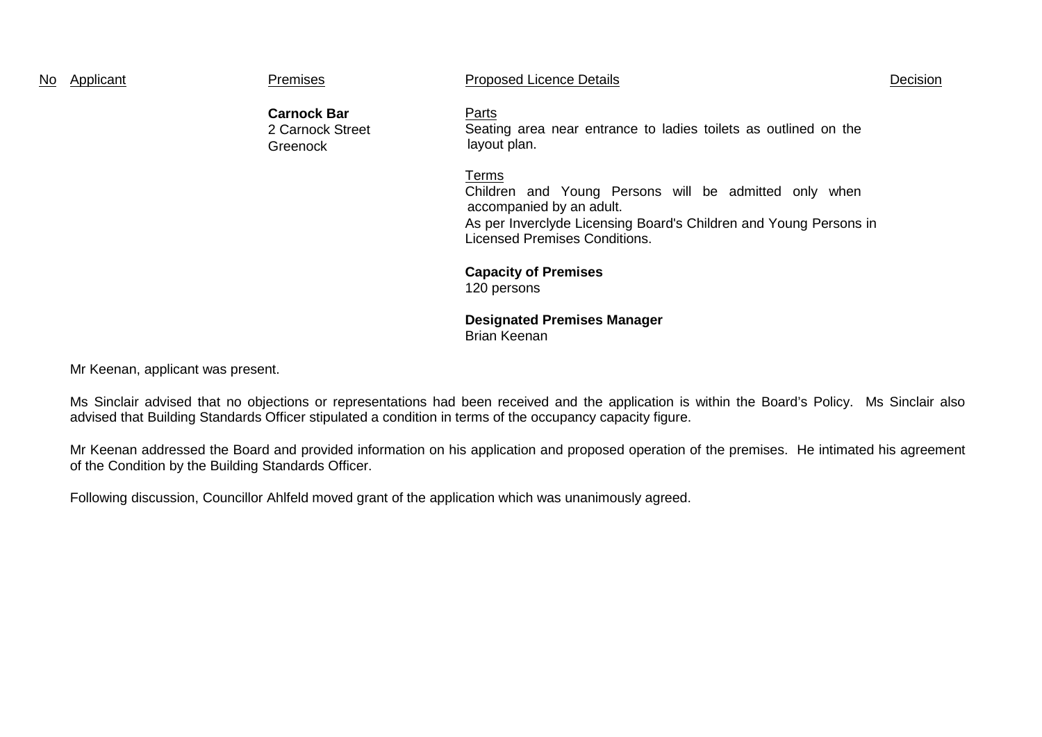| No | Applicant | Premises | Proposed Licence Details | Decision |
|---|---|---|---|---|
| | | **Carnock Bar**<br>2 Carnock Street<br>Greenock | Parts<br>Seating area near entrance to ladies toilets as outlined on the layout plan.<br><br>Terms<br>Children and Young Persons will be admitted only when accompanied by an adult.<br>As per Inverclyde Licensing Board's Children and Young Persons in Licensed Premises Conditions.<br><br>**Capacity of Premises**<br>120 persons<br><br>**Designated Premises Manager**<br>Brian Keenan | |

Mr Keenan, applicant was present.

Ms Sinclair advised that no objections or representations had been received and the application is within the Board's Policy. Ms Sinclair also advised that Building Standards Officer stipulated a condition in terms of the occupancy capacity figure.

Mr Keenan addressed the Board and provided information on his application and proposed operation of the premises. He intimated his agreement of the Condition by the Building Standards Officer.

Following discussion, Councillor Ahlfeld moved grant of the application which was unanimously agreed.